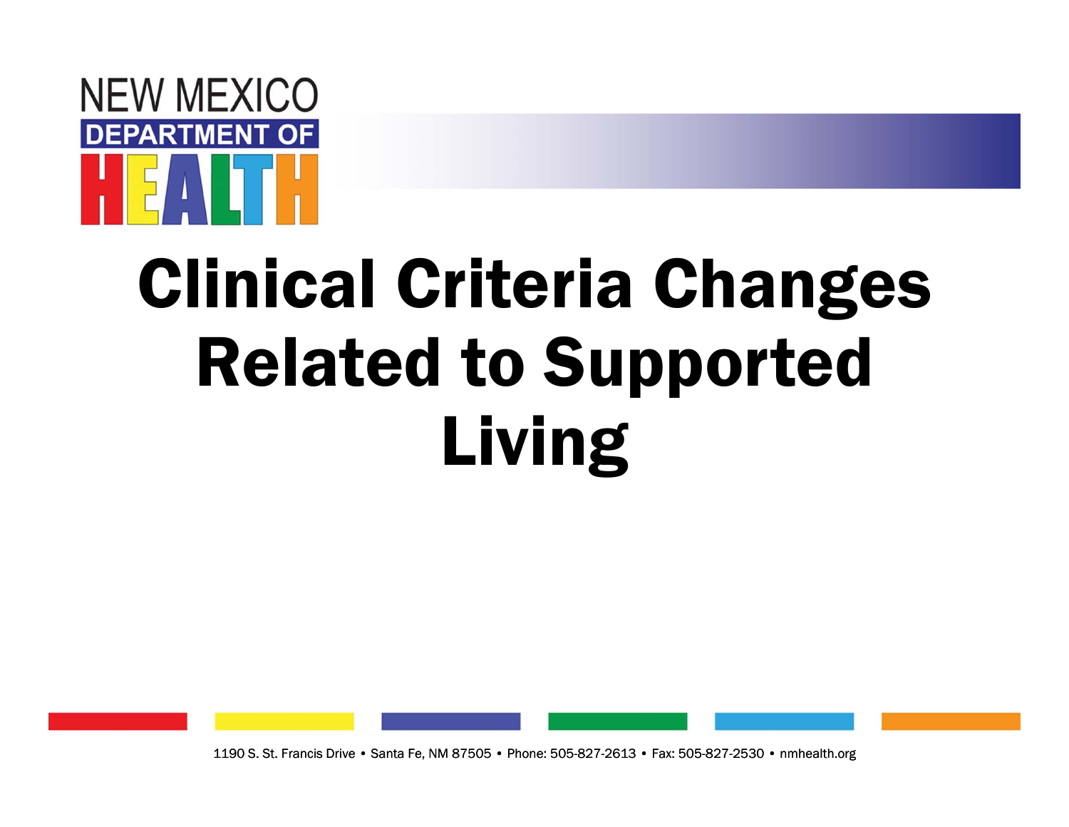NEW MEXICO DEPARTMENT OF HEALTH

# Clinical Criteria Changes Related to Supported Living

1190 S. St. Francis Drive • Santa Fe, NM 87505 • Phone: 505-827-2613 • Fax: 505-827-2530 • nmhealth.org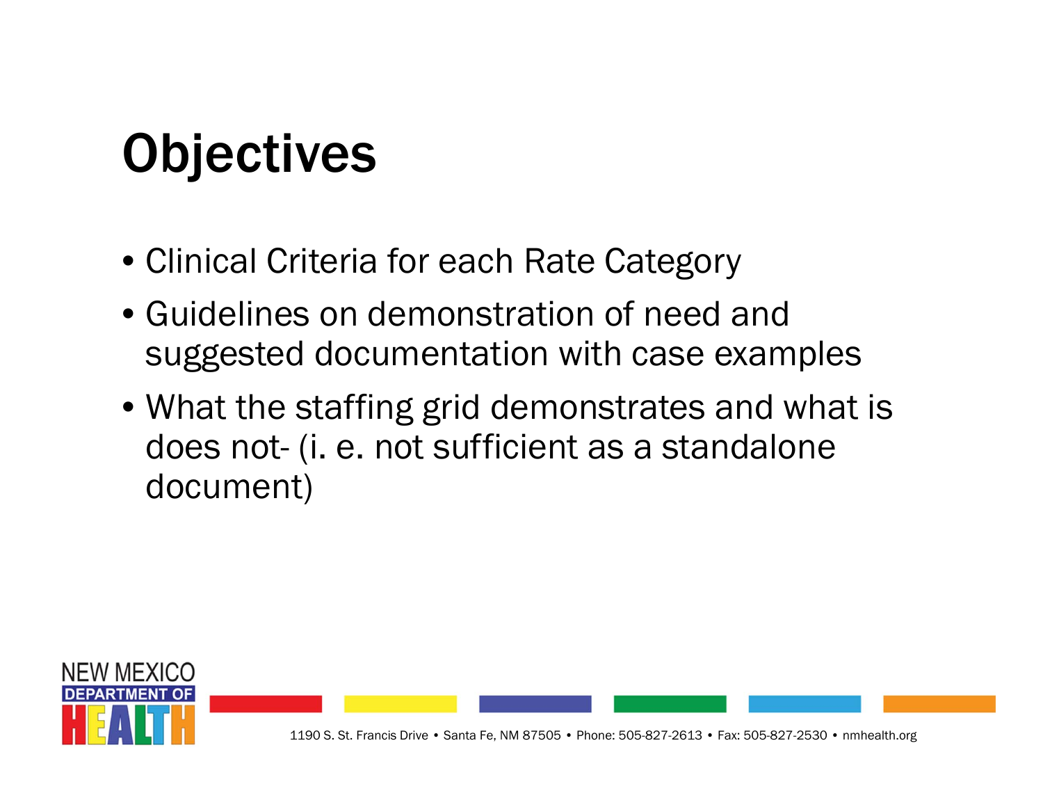# Objectives

- Clinical Criteria for each Rate Category
- Guidelines on demonstration of need and suggested documentation with case examples
- What the staffing grid demonstrates and what is does not- (i. e. not sufficient as a standalone document)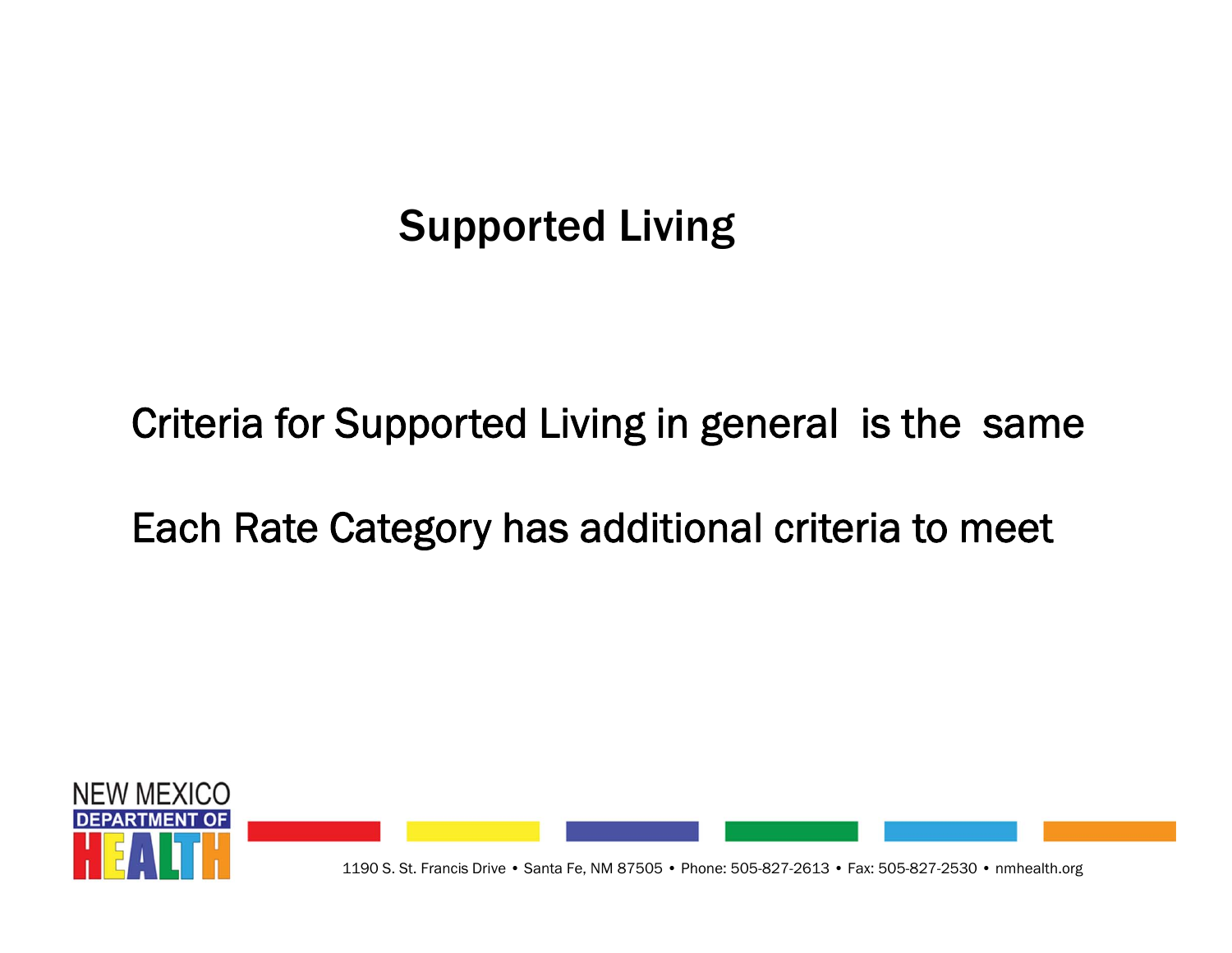# Supported Living

Criteria for Supported Living in general is the same

Each Rate Category has additional criteria to meet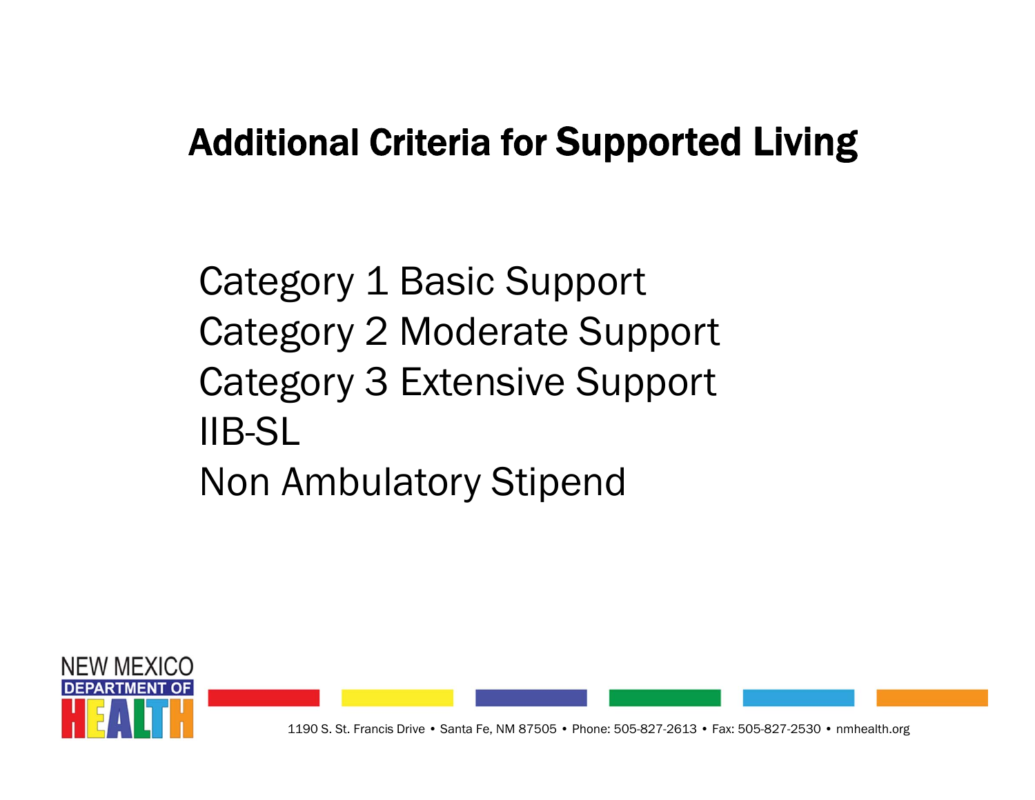# Additional Criteria for Supported Living

Category 1 Basic Support
Category 2 Moderate Support
Category 3 Extensive Support
IIB-SL
Non Ambulatory Stipend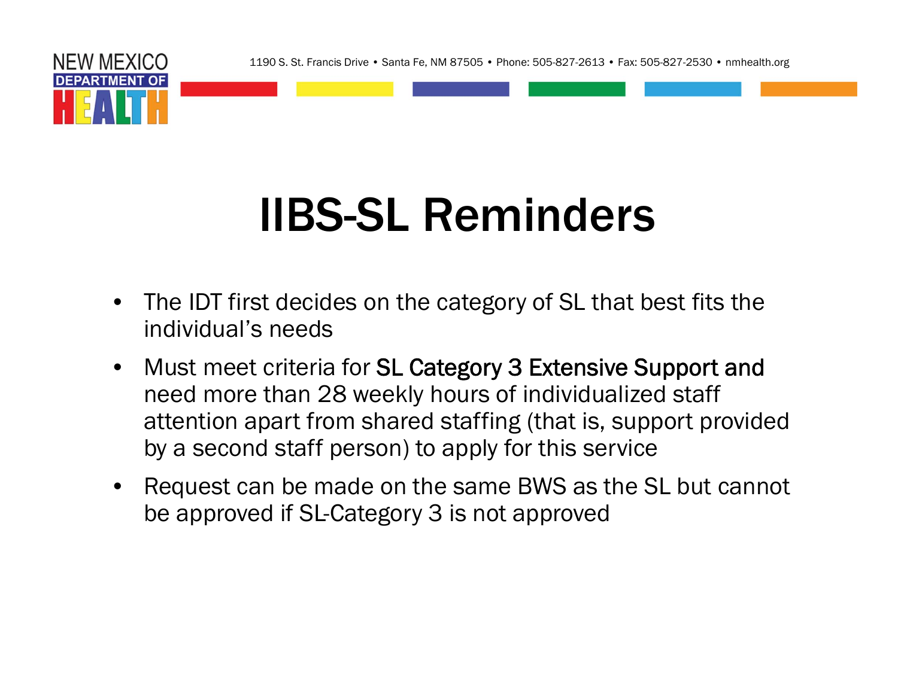# IIBS-SL Reminders

- The IDT first decides on the category of SL that best fits the individual's needs
- Must meet criteria for SL Category 3 Extensive Support and need more than 28 weekly hours of individualized staff attention apart from shared staffing (that is, support provided by a second staff person) to apply for this service
- Request can be made on the same BWS as the SL but cannot be approved if SL-Category 3 is not approved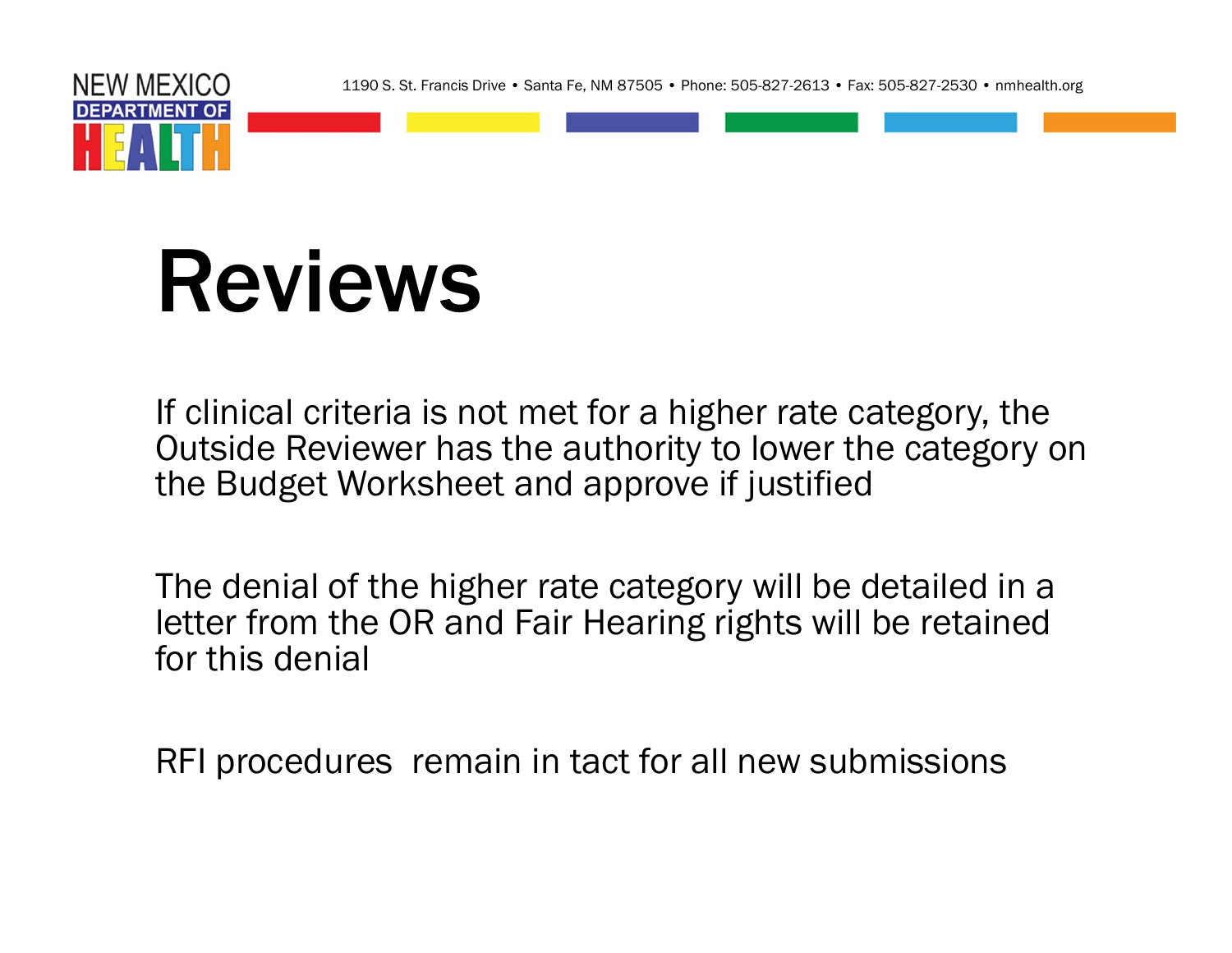# Reviews

If clinical criteria is not met for a higher rate category, the Outside Reviewer has the authority to lower the category on the Budget Worksheet and approve if justified

The denial of the higher rate category will be detailed in a letter from the OR and Fair Hearing rights will be retained for this denial

RFI procedures  remain in tact for all new submissions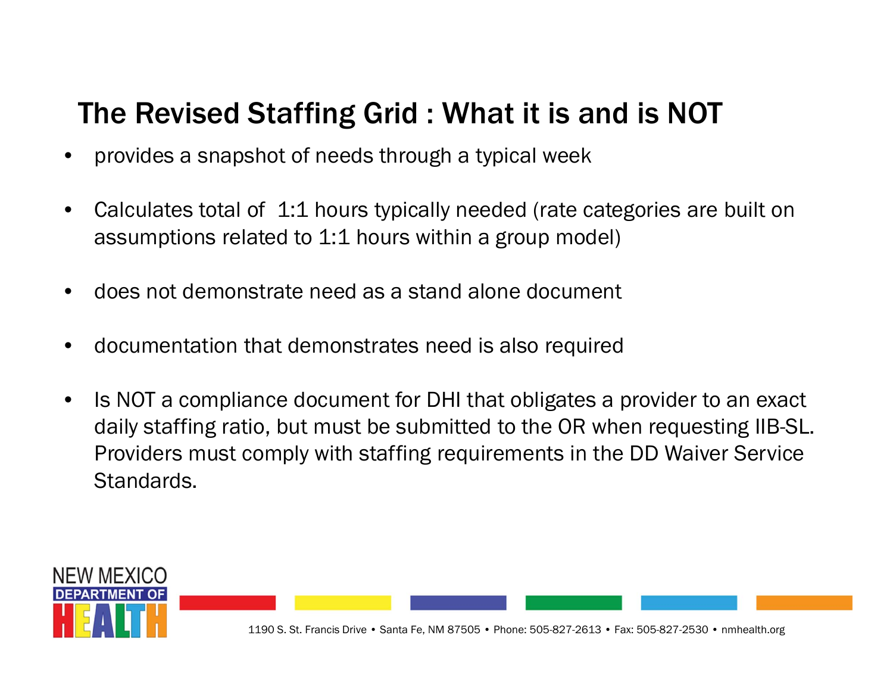# The Revised Staffing Grid : What it is and is NOT

- provides a snapshot of needs through a typical week
- Calculates total of 1:1 hours typically needed (rate categories are built on assumptions related to 1:1 hours within a group model)
- does not demonstrate need as a stand alone document
- documentation that demonstrates need is also required
- Is NOT a compliance document for DHI that obligates a provider to an exact daily staffing ratio, but must be submitted to the OR when requesting IIB-SL. Providers must comply with staffing requirements in the DD Waiver Service Standards.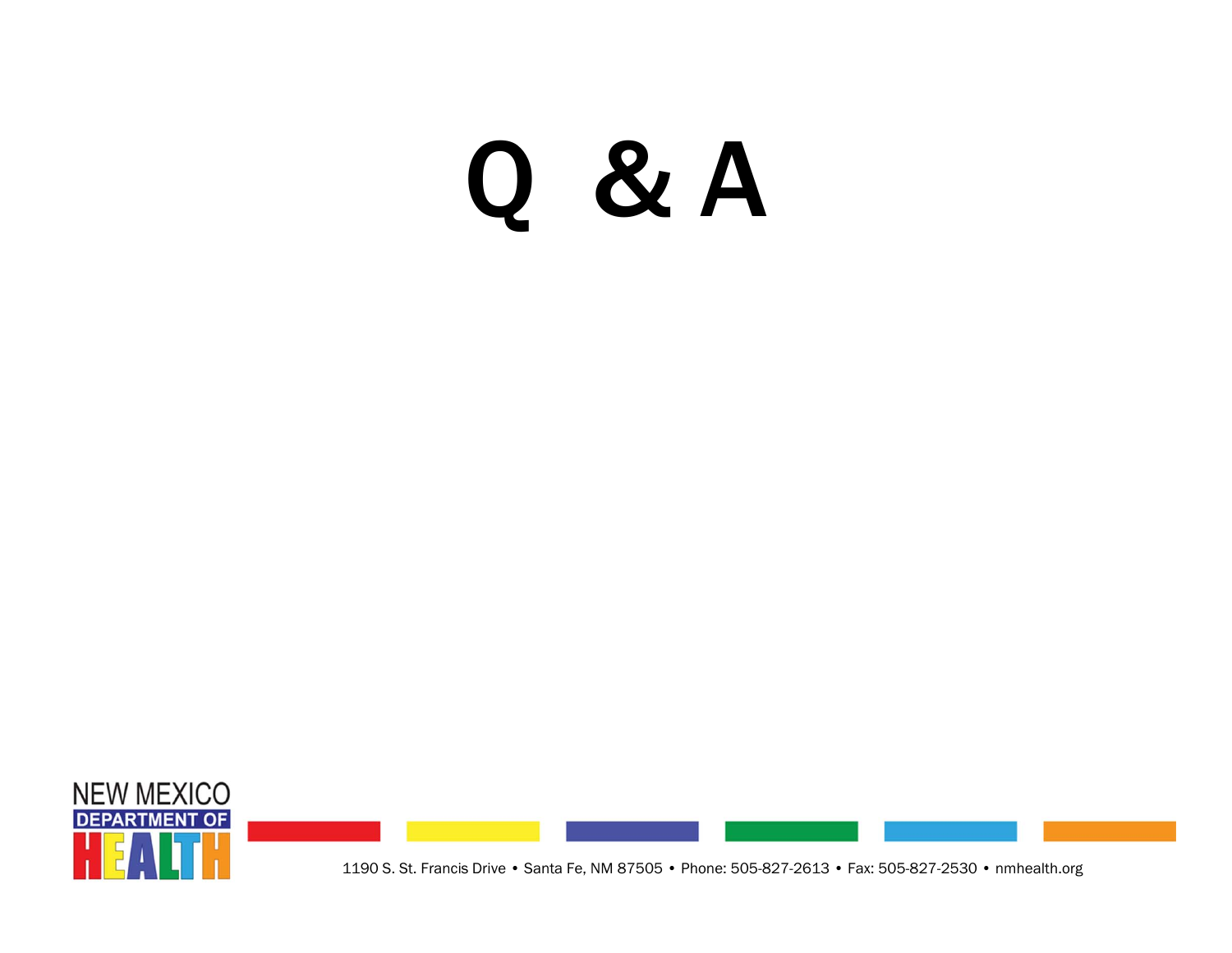# Q & A

NEW MEXICO DEPARTMENT OF HEALTH

1190 S. St. Francis Drive • Santa Fe, NM 87505 • Phone: 505-827-2613 • Fax: 505-827-2530 • nmhealth.org